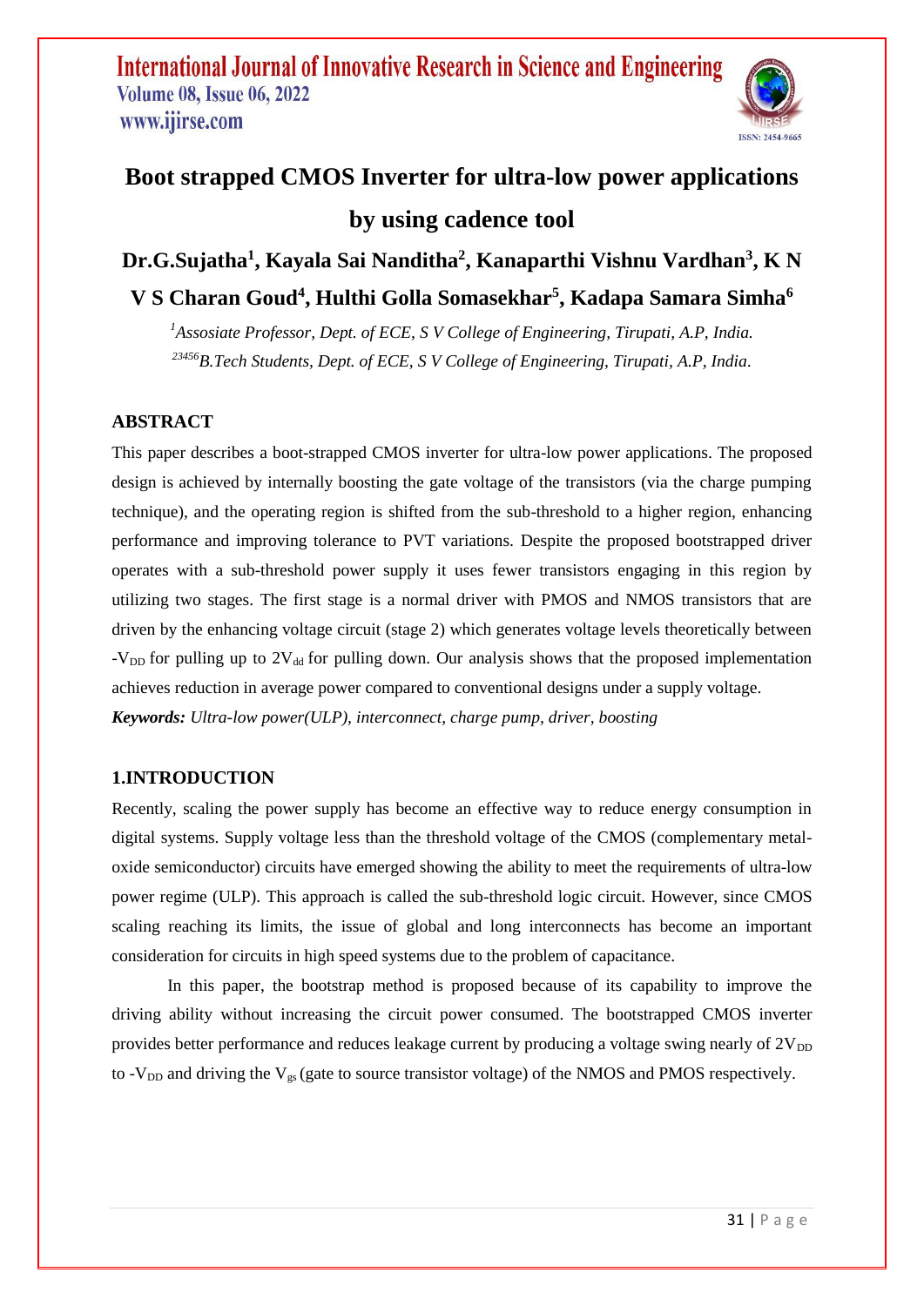# Boot strapped CMOS Inverter for ultra-low power applications by using cadence tool

**Dr.G.Sujatha[1], Kayala Sai Nanditha[2], Kanaparthi Vishnu Vardhan[3], K N V S Charan Goud[4], Hulthi Golla Somasekhar[5], Kadapa Samara Simha[6]**

*[1]Assosiate Professor, Dept. of ECE, S V College of Engineering, Tirupati, A.P, India.*
*[23456]B.Tech Students, Dept. of ECE, S V College of Engineering, Tirupati, A.P, India.*

## ABSTRACT

This paper describes a boot-strapped CMOS inverter for ultra-low power applications. The proposed design is achieved by internally boosting the gate voltage of the transistors (via the charge pumping technique), and the operating region is shifted from the sub-threshold to a higher region, enhancing performance and improving tolerance to PVT variations. Despite the proposed bootstrapped driver operates with a sub-threshold power supply it uses fewer transistors engaging in this region by utilizing two stages. The first stage is a normal driver with PMOS and NMOS transistors that are driven by the enhancing voltage circuit (stage 2) which generates voltage levels theoretically between $-V_{DD}$ for pulling up to $2V_{dd}$ for pulling down. Our analysis shows that the proposed implementation achieves reduction in average power compared to conventional designs under a supply voltage.

***Keywords:*** *Ultra-low power(ULP), interconnect, charge pump, driver, boosting*

## 1.INTRODUCTION

Recently, scaling the power supply has become an effective way to reduce energy consumption in digital systems. Supply voltage less than the threshold voltage of the CMOS (complementary metal-oxide semiconductor) circuits have emerged showing the ability to meet the requirements of ultra-low power regime (ULP). This approach is called the sub-threshold logic circuit. However, since CMOS scaling reaching its limits, the issue of global and long interconnects has become an important consideration for circuits in high speed systems due to the problem of capacitance.

In this paper, the bootstrap method is proposed because of its capability to improve the driving ability without increasing the circuit power consumed. The bootstrapped CMOS inverter provides better performance and reduces leakage current by producing a voltage swing nearly of $2V_{DD}$ to $-V_{DD}$ and driving the $V_{gs}$ (gate to source transistor voltage) of the NMOS and PMOS respectively.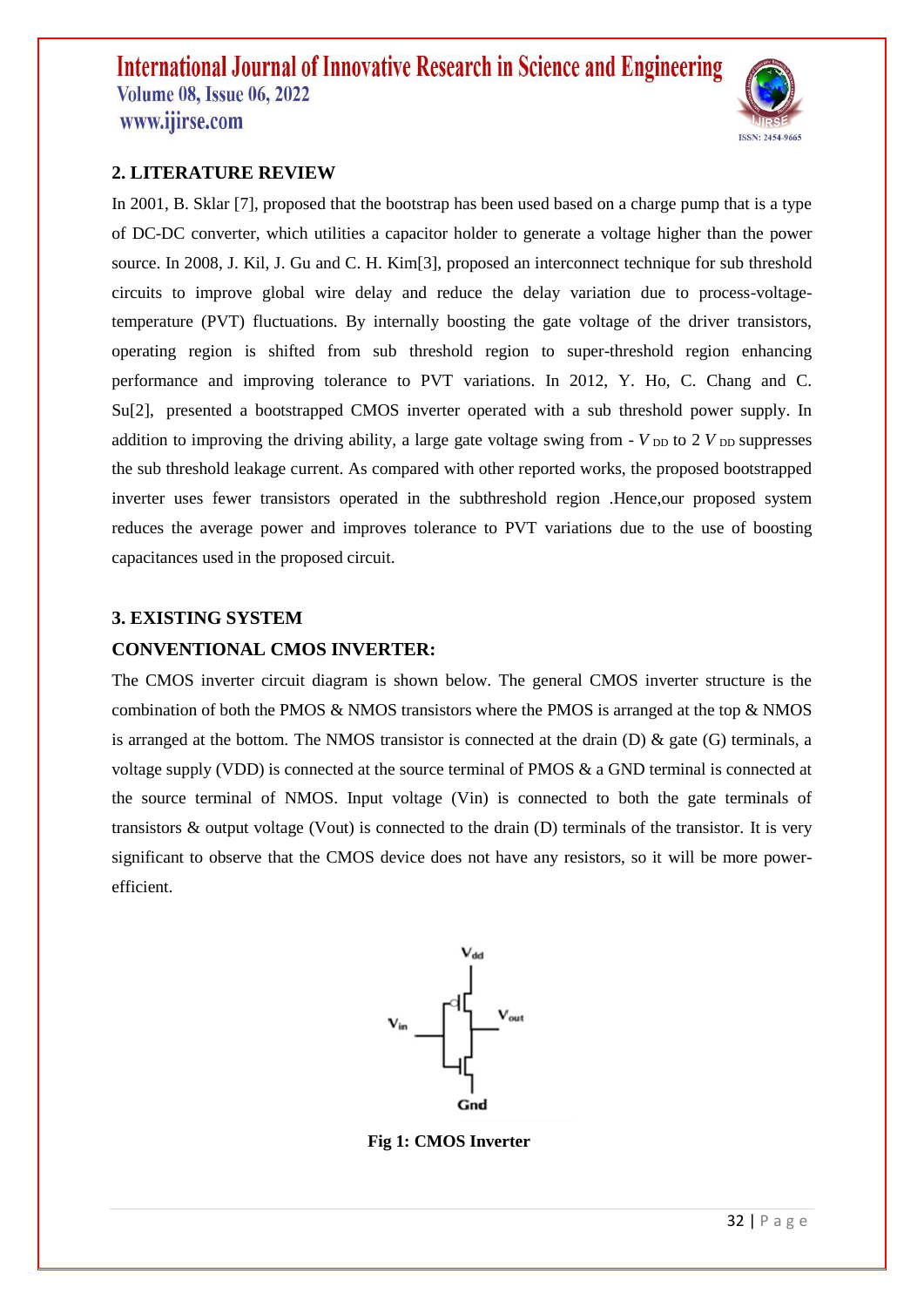## 2. LITERATURE REVIEW

In 2001, B. Sklar [7], proposed that the bootstrap has been used based on a charge pump that is a type of DC-DC converter, which utilities a capacitor holder to generate a voltage higher than the power source. In 2008, J. Kil, J. Gu and C. H. Kim[3], proposed an interconnect technique for sub threshold circuits to improve global wire delay and reduce the delay variation due to process-voltage-temperature (PVT) fluctuations. By internally boosting the gate voltage of the driver transistors, operating region is shifted from sub threshold region to super-threshold region enhancing performance and improving tolerance to PVT variations. In 2012, Y. Ho, C. Chang and C. Su[2], presented a bootstrapped CMOS inverter operated with a sub threshold power supply. In addition to improving the driving ability, a large gate voltage swing from $-V_{DD}$ to $2V_{DD}$ suppresses the sub threshold leakage current. As compared with other reported works, the proposed bootstrapped inverter uses fewer transistors operated in the subthreshold region .Hence,our proposed system reduces the average power and improves tolerance to PVT variations due to the use of boosting capacitances used in the proposed circuit.

## 3. EXISTING SYSTEM

### CONVENTIONAL CMOS INVERTER:

The CMOS inverter circuit diagram is shown below. The general CMOS inverter structure is the combination of both the PMOS & NMOS transistors where the PMOS is arranged at the top & NMOS is arranged at the bottom. The NMOS transistor is connected at the drain (D) & gate (G) terminals, a voltage supply (VDD) is connected at the source terminal of PMOS & a GND terminal is connected at the source terminal of NMOS. Input voltage (Vin) is connected to both the gate terminals of transistors & output voltage (Vout) is connected to the drain (D) terminals of the transistor. It is very significant to observe that the CMOS device does not have any resistors, so it will be more power-efficient.

**Fig 1: CMOS Inverter**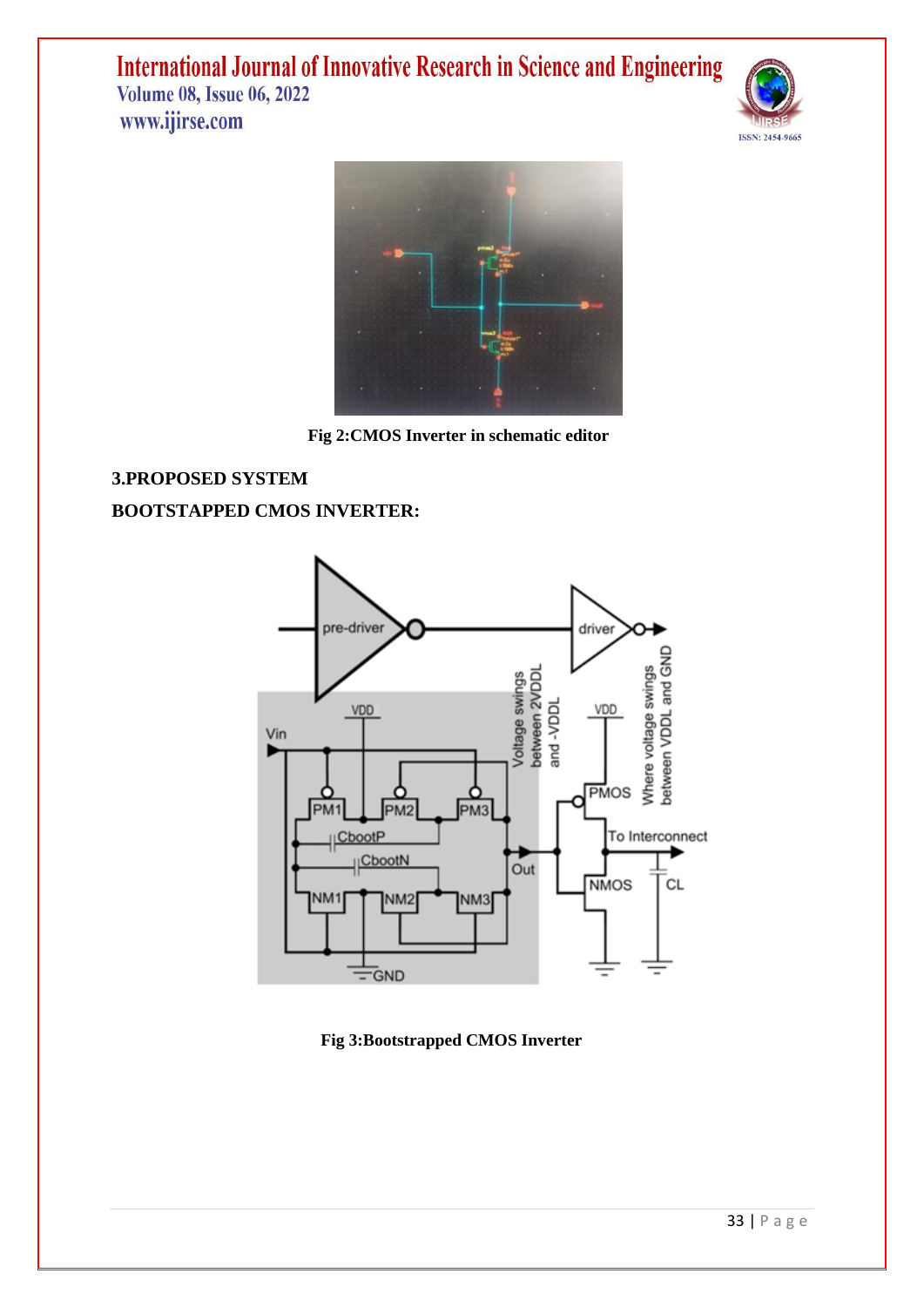Fig 2:CMOS Inverter in schematic editor

## 3.PROPOSED SYSTEM

### BOOTSTAPPED CMOS INVERTER:

Fig 3:Bootstrapped CMOS Inverter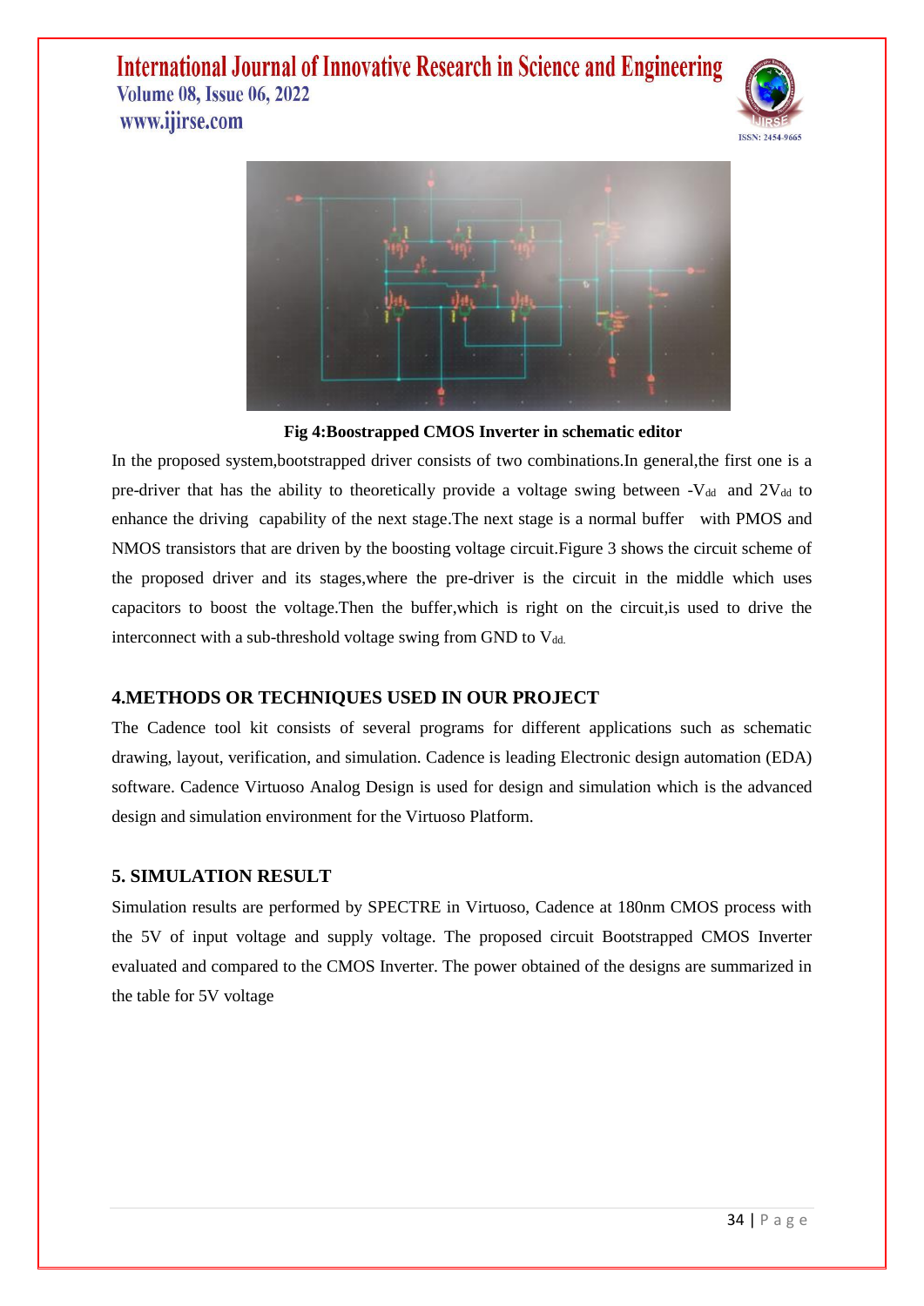Fig 4:Boostrapped CMOS Inverter in schematic editor

In the proposed system,bootstrapped driver consists of two combinations.In general,the first one is a pre-driver that has the ability to theoretically provide a voltage swing between $-V_{dd}$ and $2V_{dd}$ to enhance the driving capability of the next stage.The next stage is a normal buffer with PMOS and NMOS transistors that are driven by the boosting voltage circuit.Figure 3 shows the circuit scheme of the proposed driver and its stages,where the pre-driver is the circuit in the middle which uses capacitors to boost the voltage.Then the buffer,which is right on the circuit,is used to drive the interconnect with a sub-threshold voltage swing from GND to $V_{dd.}$

## 4.METHODS OR TECHNIQUES USED IN OUR PROJECT

The Cadence tool kit consists of several programs for different applications such as schematic drawing, layout, verification, and simulation. Cadence is leading Electronic design automation (EDA) software. Cadence Virtuoso Analog Design is used for design and simulation which is the advanced design and simulation environment for the Virtuoso Platform.

## 5. SIMULATION RESULT

Simulation results are performed by SPECTRE in Virtuoso, Cadence at 180nm CMOS process with the 5V of input voltage and supply voltage. The proposed circuit Bootstrapped CMOS Inverter evaluated and compared to the CMOS Inverter. The power obtained of the designs are summarized in the table for 5V voltage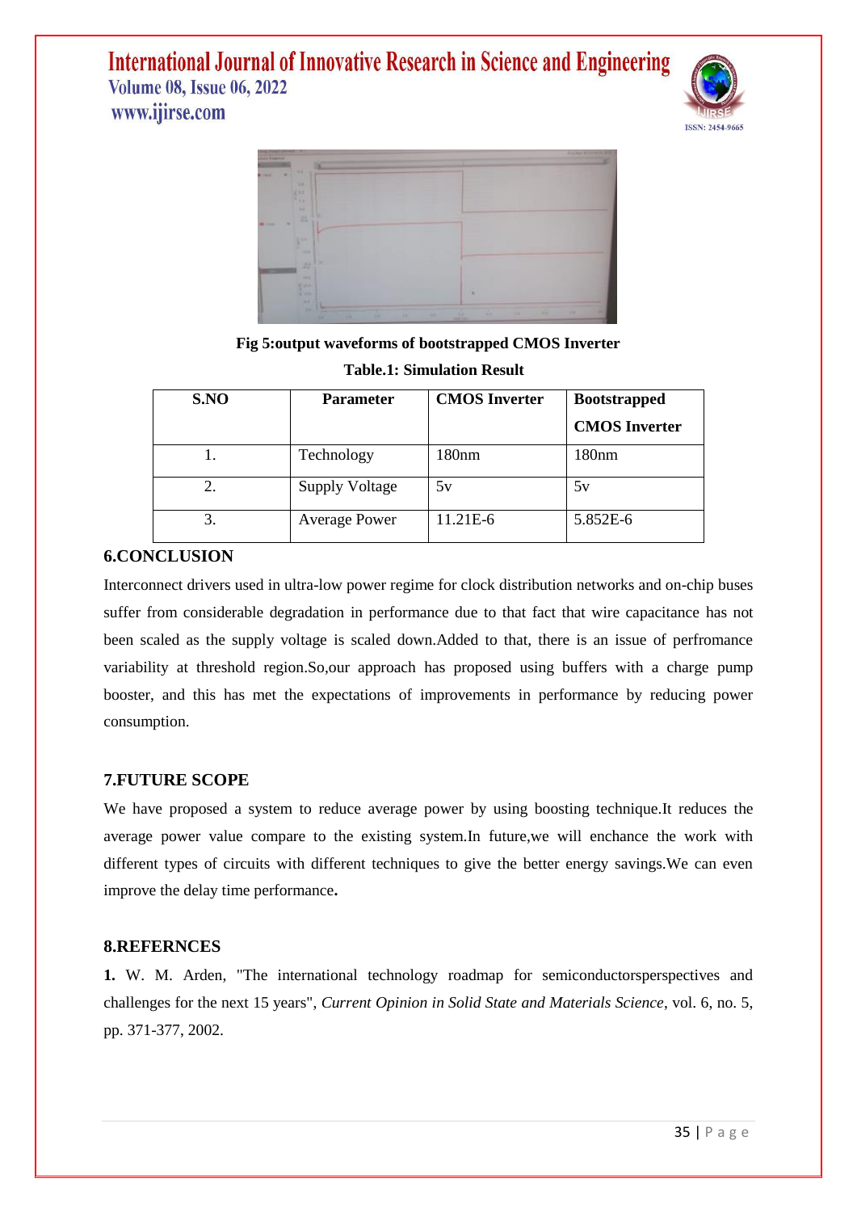Fig 5:output waveforms of bootstrapped CMOS Inverter

**Table.1: Simulation Result**

| S.NO | Parameter | CMOS Inverter | Bootstrapped CMOS Inverter |
|---|---|---|---|
| 1. | Technology | 180nm | 180nm |
| 2. | Supply Voltage | 5v | 5v |
| 3. | Average Power | 11.21E-6 | 5.852E-6 |

## 6.CONCLUSION

Interconnect drivers used in ultra-low power regime for clock distribution networks and on-chip buses suffer from considerable degradation in performance due to that fact that wire capacitance has not been scaled as the supply voltage is scaled down.Added to that, there is an issue of perfromance variability at threshold region.So,our approach has proposed using buffers with a charge pump booster, and this has met the expectations of improvements in performance by reducing power consumption.

## 7.FUTURE SCOPE

We have proposed a system to reduce average power by using boosting technique.It reduces the average power value compare to the existing system.In future,we will enchance the work with different types of circuits with different techniques to give the better energy savings.We can even improve the delay time performance**.**

## 8.REFERNCES

**1.** W. M. Arden, "The international technology roadmap for semiconductorsperspectives and challenges for the next 15 years", *Current Opinion in Solid State and Materials Science*, vol. 6, no. 5, pp. 371-377, 2002.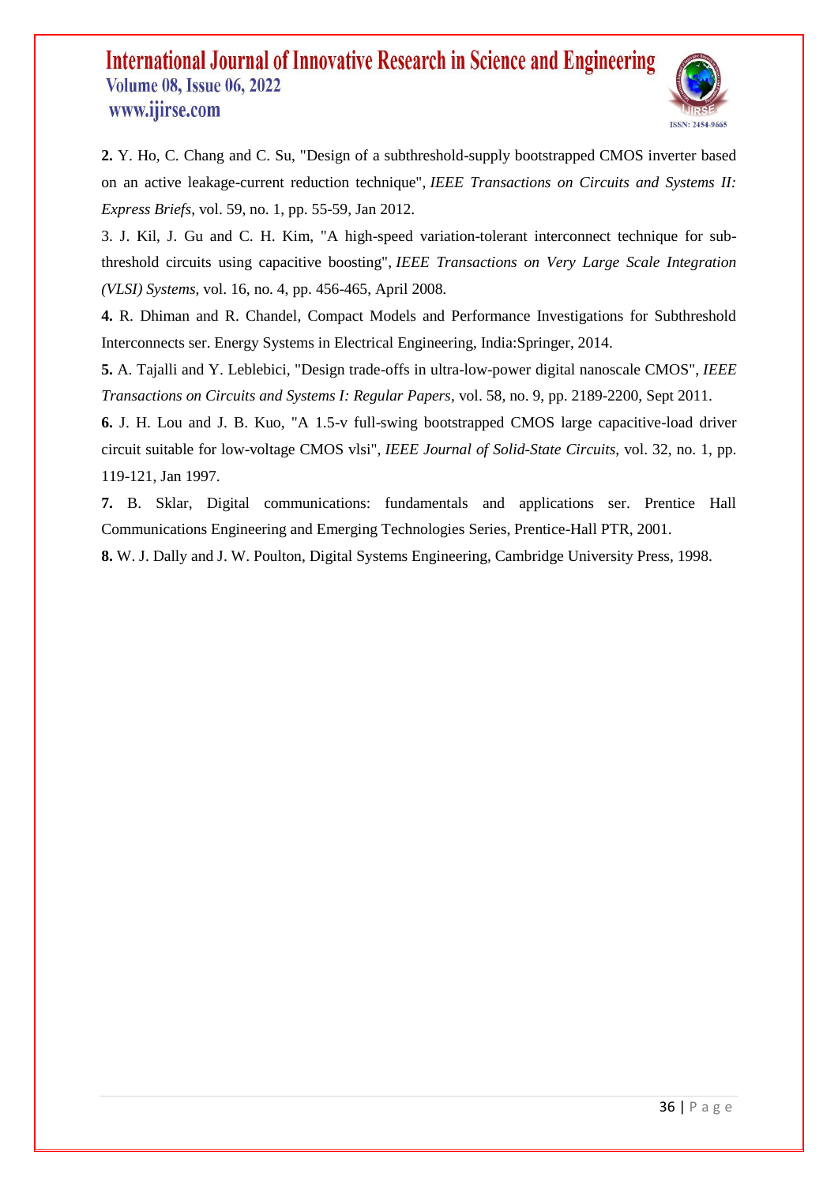**2.** Y. Ho, C. Chang and C. Su, "Design of a subthreshold-supply bootstrapped CMOS inverter based on an active leakage-current reduction technique", *IEEE Transactions on Circuits and Systems II: Express Briefs*, vol. 59, no. 1, pp. 55-59, Jan 2012.

3. J. Kil, J. Gu and C. H. Kim, "A high-speed variation-tolerant interconnect technique for sub-threshold circuits using capacitive boosting", *IEEE Transactions on Very Large Scale Integration (VLSI) Systems*, vol. 16, no. 4, pp. 456-465, April 2008.

**4.** R. Dhiman and R. Chandel, Compact Models and Performance Investigations for Subthreshold Interconnects ser. Energy Systems in Electrical Engineering, India:Springer, 2014.

**5.** A. Tajalli and Y. Leblebici, "Design trade-offs in ultra-low-power digital nanoscale CMOS", *IEEE Transactions on Circuits and Systems I: Regular Papers*, vol. 58, no. 9, pp. 2189-2200, Sept 2011.

**6.** J. H. Lou and J. B. Kuo, "A 1.5-v full-swing bootstrapped CMOS large capacitive-load driver circuit suitable for low-voltage CMOS vlsi", *IEEE Journal of Solid-State Circuits*, vol. 32, no. 1, pp. 119-121, Jan 1997.

**7.** B. Sklar, Digital communications: fundamentals and applications ser. Prentice Hall Communications Engineering and Emerging Technologies Series, Prentice-Hall PTR, 2001.

**8.** W. J. Dally and J. W. Poulton, Digital Systems Engineering, Cambridge University Press, 1998.